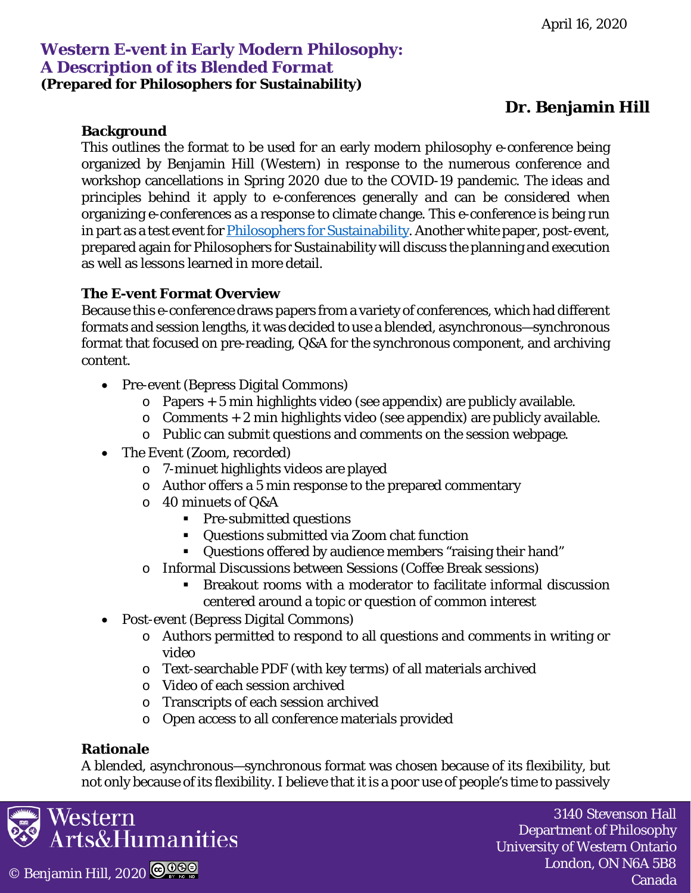April 16, 2020

# Western E-vent in Early Modern Philosophy: A Description of its Blended Format

**(Prepared for Philosophers for Sustainability)**

**Dr. Benjamin Hill**

### Background

This outlines the format to be used for an early modern philosophy e-conference being organized by Benjamin Hill (Western) in response to the numerous conference and workshop cancellations in Spring 2020 due to the COVID-19 pandemic. The ideas and principles behind it apply to e-conferences generally and can be considered when organizing e-conferences as a response to climate change. This e-conference is being run in part as a test event for Philosophers for Sustainability. Another white paper, post-event, prepared again for Philosophers for Sustainability will discuss the planning and execution as well as lessons learned in more detail.

### The E-vent Format Overview

Because this e-conference draws papers from a variety of conferences, which had different formats and session lengths, it was decided to use a blended, asynchronous—synchronous format that focused on pre-reading, Q&A for the synchronous component, and archiving content.

- Pre-event (Bepress Digital Commons)
  - Papers + 5 min highlights video (see appendix) are publicly available.
  - Comments + 2 min highlights video (see appendix) are publicly available.
  - Public can submit questions and comments on the session webpage.
- The Event (Zoom, recorded)
  - 7-minuet highlights videos are played
  - Author offers a 5 min response to the prepared commentary
  - 40 minuets of Q&A
    - Pre-submitted questions
    - Questions submitted via Zoom chat function
    - Questions offered by audience members "raising their hand"
  - Informal Discussions between Sessions (Coffee Break sessions)
    - Breakout rooms with a moderator to facilitate informal discussion centered around a topic or question of common interest
- Post-event (Bepress Digital Commons)
  - Authors permitted to respond to all questions and comments in writing or video
  - Text-searchable PDF (with key terms) of all materials archived
  - Video of each session archived
  - Transcripts of each session archived
  - Open access to all conference materials provided

### Rationale

A blended, asynchronous—synchronous format was chosen because of its flexibility, but not only because of its flexibility. I believe that it is a poor use of people's time to passively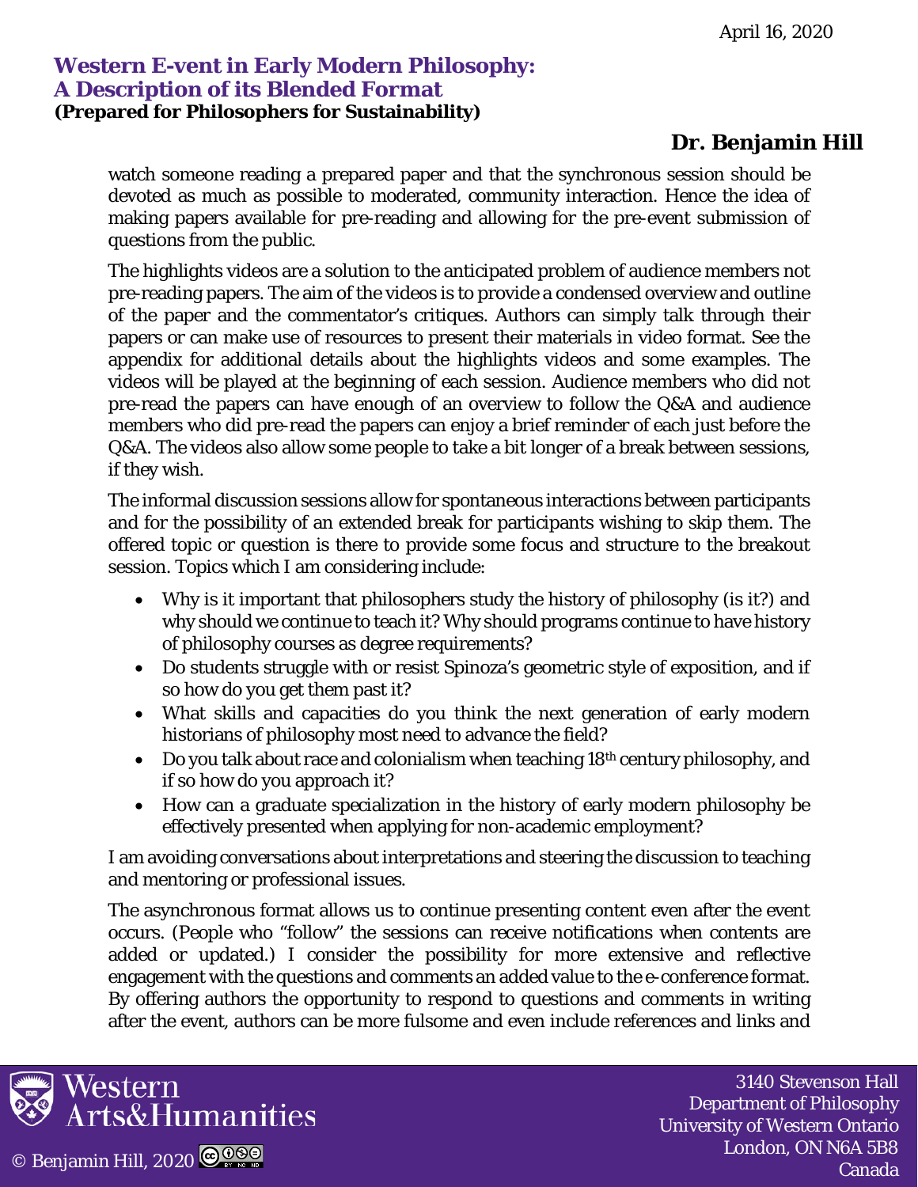watch someone reading a prepared paper and that the synchronous session should be devoted as much as possible to moderated, community interaction. Hence the idea of making papers available for pre-reading and allowing for the pre-event submission of questions from the public.

The highlights videos are a solution to the anticipated problem of audience members not pre-reading papers. The aim of the videos is to provide a condensed overview and outline of the paper and the commentator's critiques. Authors can simply talk through their papers or can make use of resources to present their materials in video format. See the appendix for additional details about the highlights videos and some examples. The videos will be played at the beginning of each session. Audience members who did not pre-read the papers can have enough of an overview to follow the Q&A and audience members who did pre-read the papers can enjoy a brief reminder of each just before the Q&A. The videos also allow some people to take a bit longer of a break between sessions, if they wish.

The informal discussion sessions allow for spontaneous interactions between participants and for the possibility of an extended break for participants wishing to skip them. The offered topic or question is there to provide some focus and structure to the breakout session. Topics which I am considering include:

- Why is it important that philosophers study the history of philosophy (is it?) and why should we continue to teach it? Why should programs continue to have history of philosophy courses as degree requirements?
- Do students struggle with or resist Spinoza's geometric style of exposition, and if so how do you get them past it?
- What skills and capacities do you think the next generation of early modern historians of philosophy most need to advance the field?
- Do you talk about race and colonialism when teaching 18th century philosophy, and if so how do you approach it?
- How can a graduate specialization in the history of early modern philosophy be effectively presented when applying for non-academic employment?

I am avoiding conversations about interpretations and steering the discussion to teaching and mentoring or professional issues.

The asynchronous format allows us to continue presenting content even after the event occurs. (People who "follow" the sessions can receive notifications when contents are added or updated.) I consider the possibility for more extensive and reflective engagement with the questions and comments an added value to the e-conference format. By offering authors the opportunity to respond to questions and comments in writing after the event, authors can be more fulsome and even include references and links and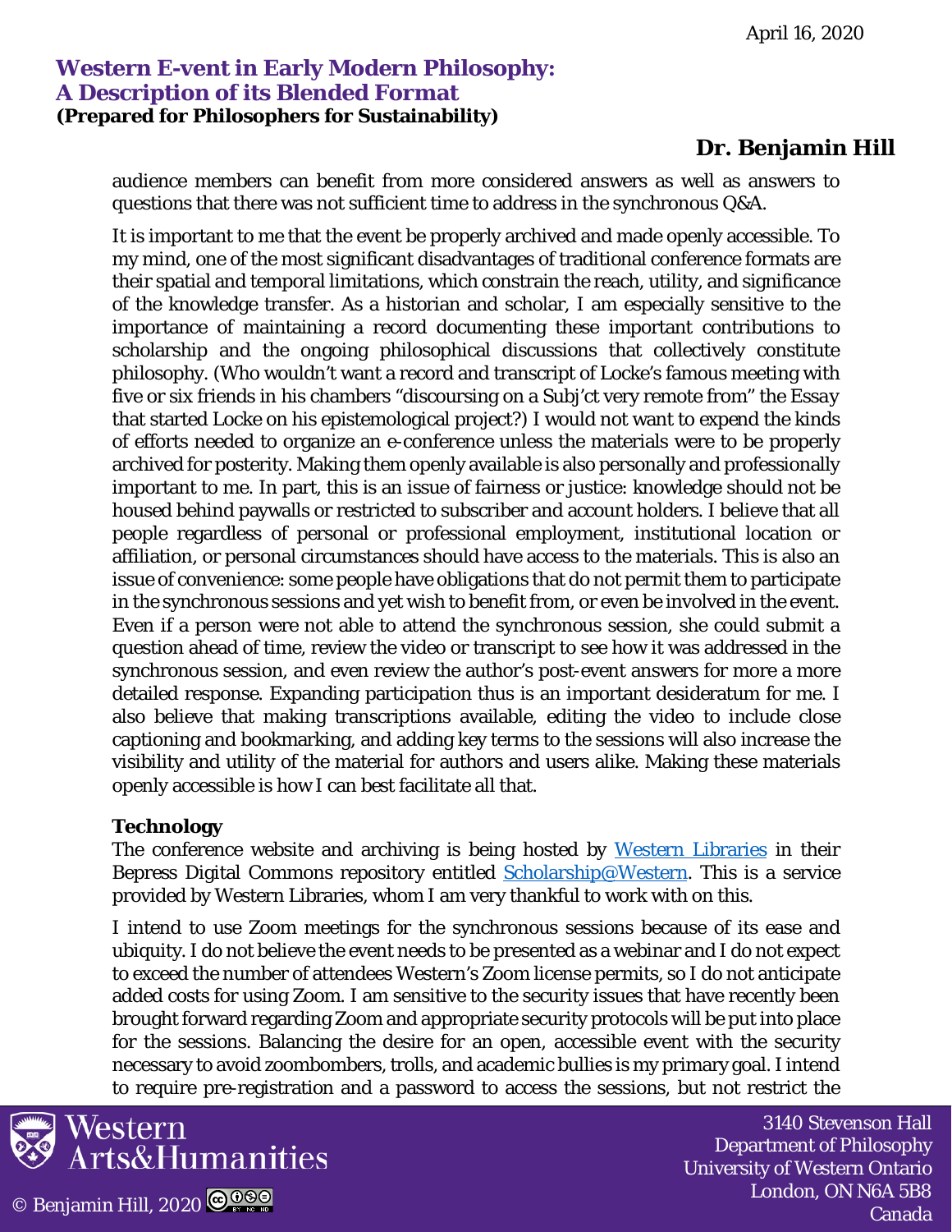audience members can benefit from more considered answers as well as answers to questions that there was not sufficient time to address in the synchronous Q&A.

It is important to me that the event be properly archived and made openly accessible. To my mind, one of the most significant disadvantages of traditional conference formats are their spatial and temporal limitations, which constrain the reach, utility, and significance of the knowledge transfer. As a historian and scholar, I am especially sensitive to the importance of maintaining a record documenting these important contributions to scholarship and the ongoing philosophical discussions that collectively constitute philosophy. (Who wouldn't want a record and transcript of Locke's famous meeting with five or six friends in his chambers "discoursing on a Subj'ct very remote from" the Essay that started Locke on his epistemological project?) I would not want to expend the kinds of efforts needed to organize an e-conference unless the materials were to be properly archived for posterity. Making them openly available is also personally and professionally important to me. In part, this is an issue of fairness or justice: knowledge should not be housed behind paywalls or restricted to subscriber and account holders. I believe that all people regardless of personal or professional employment, institutional location or affiliation, or personal circumstances should have access to the materials. This is also an issue of convenience: some people have obligations that do not permit them to participate in the synchronous sessions and yet wish to benefit from, or even be involved in the event. Even if a person were not able to attend the synchronous session, she could submit a question ahead of time, review the video or transcript to see how it was addressed in the synchronous session, and even review the author's post-event answers for more a more detailed response. Expanding participation thus is an important desideratum for me. I also believe that making transcriptions available, editing the video to include close captioning and bookmarking, and adding key terms to the sessions will also increase the visibility and utility of the material for authors and users alike. Making these materials openly accessible is how I can best facilitate all that.

**Technology**

The conference website and archiving is being hosted by [Western Libraries] in their Bepress Digital Commons repository entitled [Scholarship@Western]. This is a service provided by Western Libraries, whom I am very thankful to work with on this.

I intend to use Zoom meetings for the synchronous sessions because of its ease and ubiquity. I do not believe the event needs to be presented as a webinar and I do not expect to exceed the number of attendees Western's Zoom license permits, so I do not anticipate added costs for using Zoom. I am sensitive to the security issues that have recently been brought forward regarding Zoom and appropriate security protocols will be put into place for the sessions. Balancing the desire for an open, accessible event with the security necessary to avoid zoombombers, trolls, and academic bullies is my primary goal. I intend to require pre-registration and a password to access the sessions, but not restrict the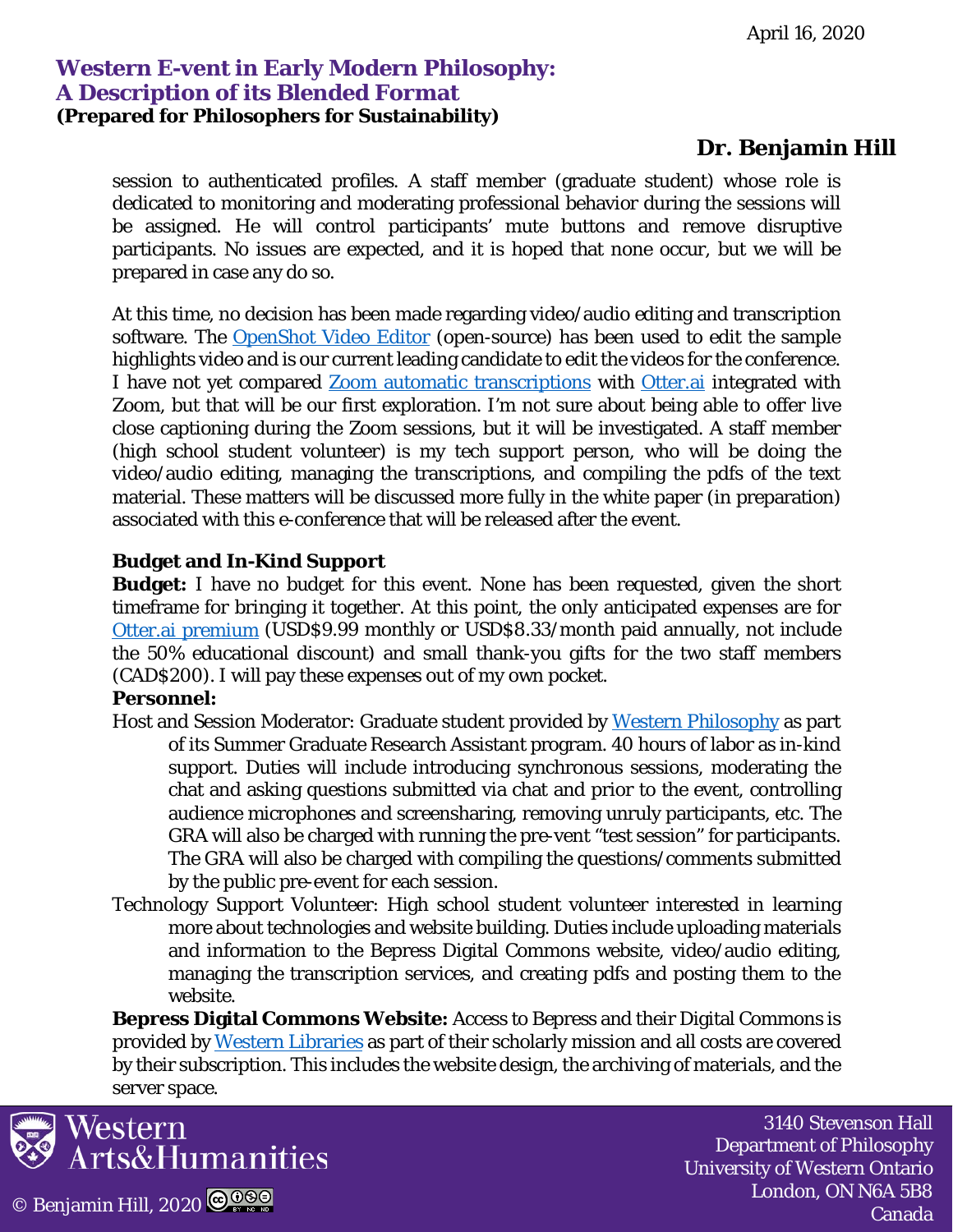session to authenticated profiles. A staff member (graduate student) whose role is dedicated to monitoring and moderating professional behavior during the sessions will be assigned. He will control participants' mute buttons and remove disruptive participants. No issues are expected, and it is hoped that none occur, but we will be prepared in case any do so.

At this time, no decision has been made regarding video/audio editing and transcription software. The OpenShot Video Editor (open-source) has been used to edit the sample highlights video and is our current leading candidate to edit the videos for the conference. I have not yet compared Zoom automatic transcriptions with Otter.ai integrated with Zoom, but that will be our first exploration. I'm not sure about being able to offer live close captioning during the Zoom sessions, but it will be investigated. A staff member (high school student volunteer) is my tech support person, who will be doing the video/audio editing, managing the transcriptions, and compiling the pdfs of the text material. These matters will be discussed more fully in the white paper (in preparation) associated with this e-conference that will be released after the event.

**Budget and In-Kind Support**

**Budget:** I have no budget for this event. None has been requested, given the short timeframe for bringing it together. At this point, the only anticipated expenses are for Otter.ai premium (USD$9.99 monthly or USD$8.33/month paid annually, not include the 50% educational discount) and small thank-you gifts for the two staff members (CAD$200). I will pay these expenses out of my own pocket.

**Personnel:**

Host and Session Moderator: Graduate student provided by Western Philosophy as part of its Summer Graduate Research Assistant program. 40 hours of labor as in-kind support. Duties will include introducing synchronous sessions, moderating the chat and asking questions submitted via chat and prior to the event, controlling audience microphones and screensharing, removing unruly participants, etc. The GRA will also be charged with running the pre-vent "test session" for participants. The GRA will also be charged with compiling the questions/comments submitted by the public pre-event for each session.

Technology Support Volunteer: High school student volunteer interested in learning more about technologies and website building. Duties include uploading materials and information to the Bepress Digital Commons website, video/audio editing, managing the transcription services, and creating pdfs and posting them to the website.

**Bepress Digital Commons Website:** Access to Bepress and their Digital Commons is provided by Western Libraries as part of their scholarly mission and all costs are covered by their subscription. This includes the website design, the archiving of materials, and the server space.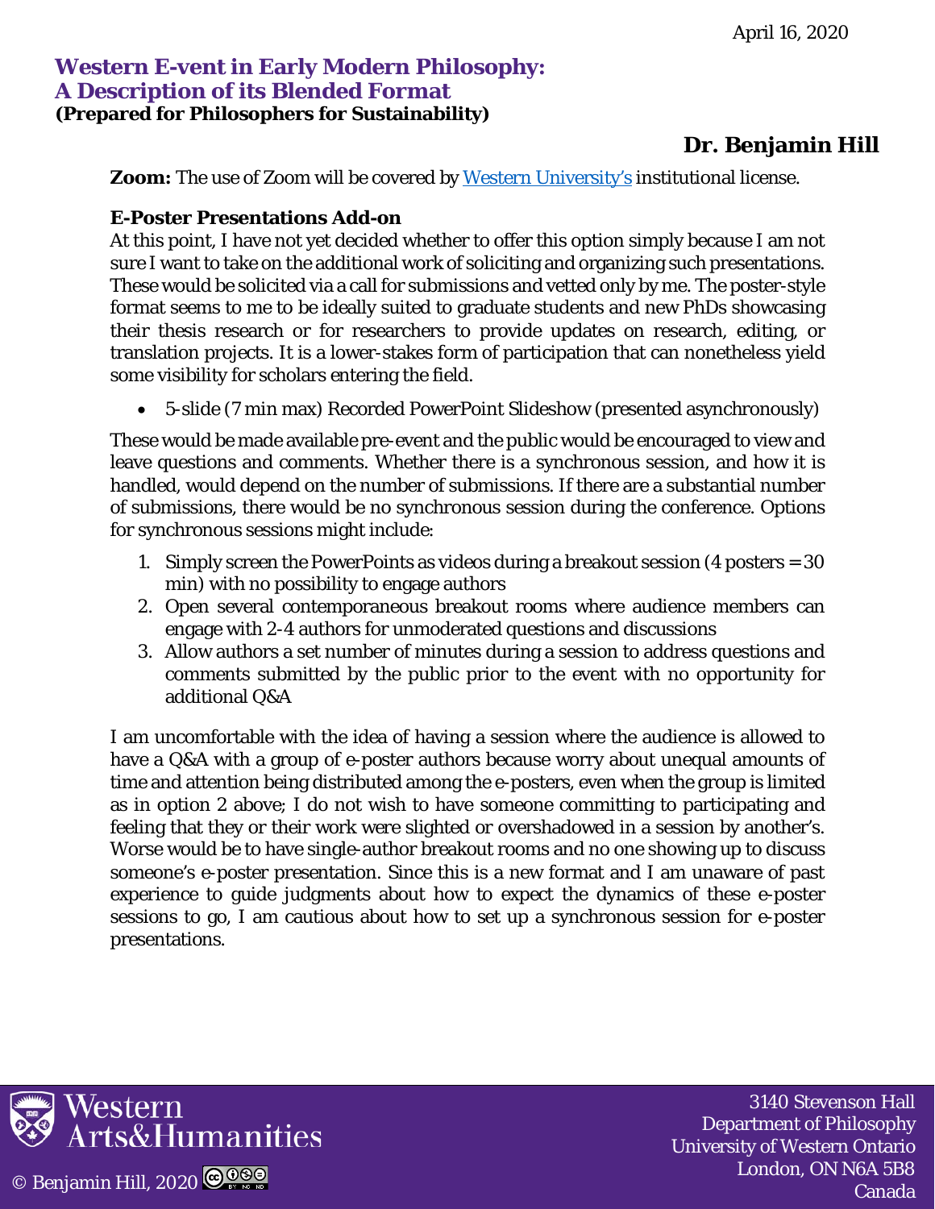**Zoom:** The use of Zoom will be covered by [Western University's](https://www.uwo.ca) institutional license.

**E-Poster Presentations Add-on**

At this point, I have not yet decided whether to offer this option simply because I am not sure I want to take on the additional work of soliciting and organizing such presentations. These would be solicited via a call for submissions and vetted only by me. The poster-style format seems to me to be ideally suited to graduate students and new PhDs showcasing their thesis research or for researchers to provide updates on research, editing, or translation projects. It is a lower-stakes form of participation that can nonetheless yield some visibility for scholars entering the field.

- 5-slide (7 min max) Recorded PowerPoint Slideshow (presented asynchronously)

These would be made available pre-event and the public would be encouraged to view and leave questions and comments. Whether there is a synchronous session, and how it is handled, would depend on the number of submissions. If there are a substantial number of submissions, there would be no synchronous session during the conference. Options for synchronous sessions might include:

1. Simply screen the PowerPoints as videos during a breakout session (4 posters = 30 min) with no possibility to engage authors
2. Open several contemporaneous breakout rooms where audience members can engage with 2-4 authors for unmoderated questions and discussions
3. Allow authors a set number of minutes during a session to address questions and comments submitted by the public prior to the event with no opportunity for additional Q&A

I am uncomfortable with the idea of having a session where the audience is allowed to have a Q&A with a group of e-poster authors because worry about unequal amounts of time and attention being distributed among the e-posters, even when the group is limited as in option 2 above; I do not wish to have someone committing to participating and feeling that they or their work were slighted or overshadowed in a session by another's. Worse would be to have single-author breakout rooms and no one showing up to discuss someone's e-poster presentation. Since this is a new format and I am unaware of past experience to guide judgments about how to expect the dynamics of these e-poster sessions to go, I am cautious about how to set up a synchronous session for e-poster presentations.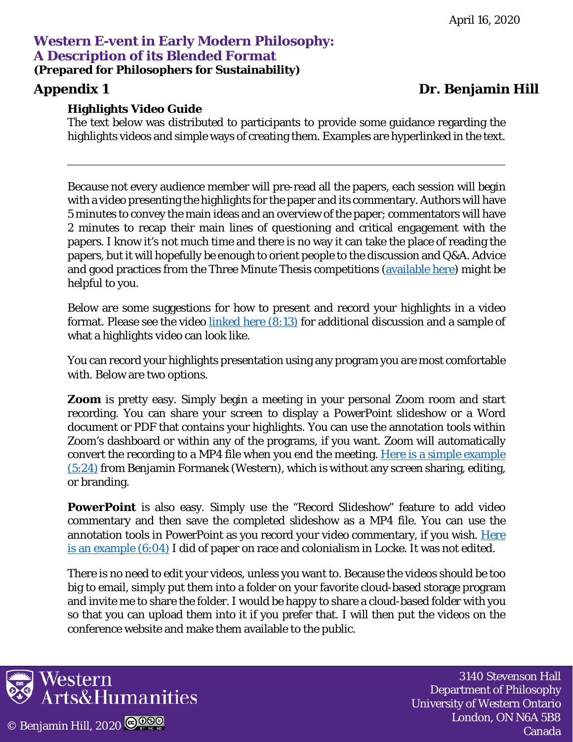April 16, 2020

# Western E-vent in Early Modern Philosophy: A Description of its Blended Format

**(Prepared for Philosophers for Sustainability)**

## Appendix 1 — Dr. Benjamin Hill

### Highlights Video Guide

The text below was distributed to participants to provide some guidance regarding the highlights videos and simple ways of creating them. Examples are hyperlinked in the text.

---

Because not every audience member will pre-read all the papers, each session will begin with a video presenting the highlights for the paper and its commentary. Authors will have 5 minutes to convey the main ideas and an overview of the paper; commentators will have 2 minutes to recap their main lines of questioning and critical engagement with the papers. I know it's not much time and there is no way it can take the place of reading the papers, but it will hopefully be enough to orient people to the discussion and Q&A. Advice and good practices from the Three Minute Thesis competitions (available here) might be helpful to you.

Below are some suggestions for how to present and record your highlights in a video format. Please see the video linked here (8:13) for additional discussion and a sample of what a highlights video can look like.

You can record your highlights presentation using any program you are most comfortable with. Below are two options.

**Zoom** is pretty easy. Simply begin a meeting in your personal Zoom room and start recording. You can share your screen to display a PowerPoint slideshow or a Word document or PDF that contains your highlights. You can use the annotation tools within Zoom's dashboard or within any of the programs, if you want. Zoom will automatically convert the recording to a MP4 file when you end the meeting. Here is a simple example (5:24) from Benjamin Formanek (Western), which is without any screen sharing, editing, or branding.

**PowerPoint** is also easy. Simply use the "Record Slideshow" feature to add video commentary and then save the completed slideshow as a MP4 file. You can use the annotation tools in PowerPoint as you record your video commentary, if you wish. Here is an example (6:04) I did of paper on race and colonialism in Locke. It was not edited.

There is no need to edit your videos, unless you want to. Because the videos should be too big to email, simply put them into a folder on your favorite cloud-based storage program and invite me to share the folder. I would be happy to share a cloud-based folder with you so that you can upload them into it if you prefer that. I will then put the videos on the conference website and make them available to the public.

Western Arts&Humanities

© Benjamin Hill, 2020

3140 Stevenson Hall
Department of Philosophy
University of Western Ontario
London, ON N6A 5B8
Canada